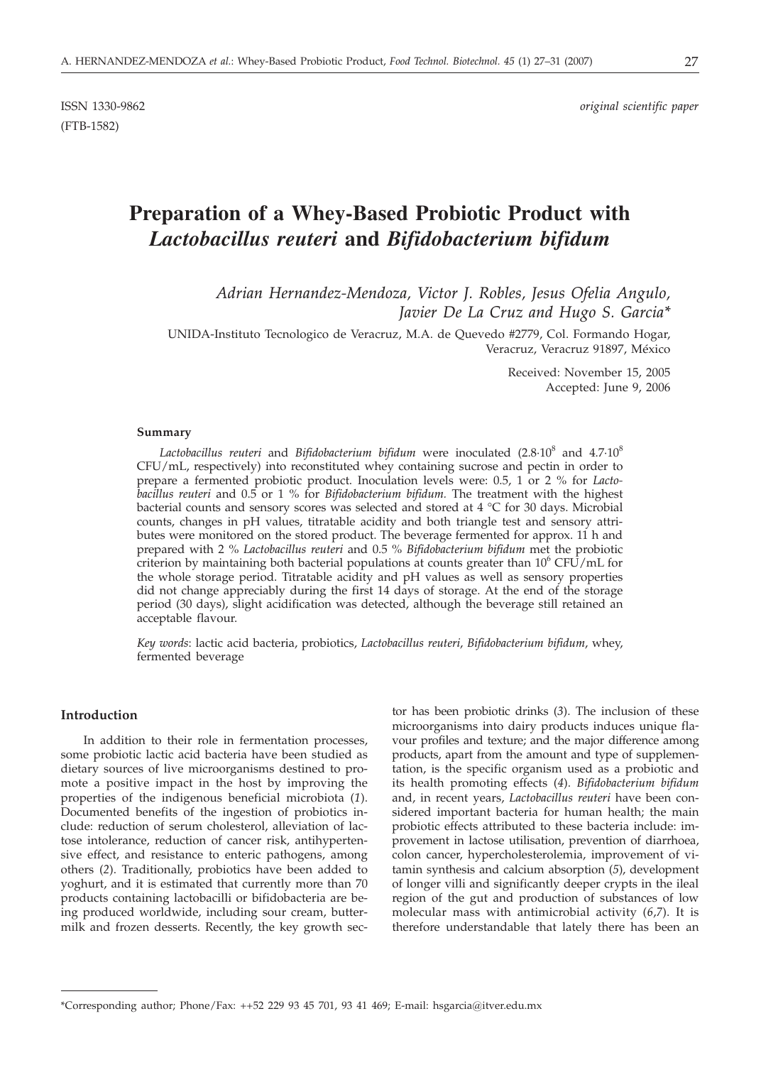ISSN 1330-9862 *original scientific paper*
(FTB-1582)

# Preparation of a Whey-Based Probiotic Product with *Lactobacillus reuteri* and *Bifidobacterium bifidum*

*Adrian Hernandez-Mendoza, Victor J. Robles, Jesus Ofelia Angulo, Javier De La Cruz and Hugo S. Garcia\**

UNIDA-Instituto Tecnologico de Veracruz, M.A. de Quevedo #2779, Col. Formando Hogar, Veracruz, Veracruz 91897, México

Received: November 15, 2005
Accepted: June 9, 2006

### Summary

*Lactobacillus reuteri* and *Bifidobacterium bifidum* were inoculated ($2.8 \cdot 10^8$ and $4.7 \cdot 10^8$ CFU/mL, respectively) into reconstituted whey containing sucrose and pectin in order to prepare a fermented probiotic product. Inoculation levels were: 0.5, 1 or 2 % for *Lactobacillus reuteri* and 0.5 or 1 % for *Bifidobacterium bifidum*. The treatment with the highest bacterial counts and sensory scores was selected and stored at 4 °C for 30 days. Microbial counts, changes in pH values, titratable acidity and both triangle test and sensory attributes were monitored on the stored product. The beverage fermented for approx. 11 h and prepared with 2 % *Lactobacillus reuteri* and 0.5 % *Bifidobacterium bifidum* met the probiotic criterion by maintaining both bacterial populations at counts greater than $10^6$ CFU/mL for the whole storage period. Titratable acidity and pH values as well as sensory properties did not change appreciably during the first 14 days of storage. At the end of the storage period (30 days), slight acidification was detected, although the beverage still retained an acceptable flavour.

*Key words*: lactic acid bacteria, probiotics, *Lactobacillus reuteri*, *Bifidobacterium bifidum*, whey, fermented beverage

## Introduction

In addition to their role in fermentation processes, some probiotic lactic acid bacteria have been studied as dietary sources of live microorganisms destined to promote a positive impact in the host by improving the properties of the indigenous beneficial microbiota (*1*). Documented benefits of the ingestion of probiotics include: reduction of serum cholesterol, alleviation of lactose intolerance, reduction of cancer risk, antihypertensive effect, and resistance to enteric pathogens, among others (*2*). Traditionally, probiotics have been added to yoghurt, and it is estimated that currently more than 70 products containing lactobacilli or bifidobacteria are being produced worldwide, including sour cream, buttermilk and frozen desserts. Recently, the key growth sector has been probiotic drinks (*3*). The inclusion of these microorganisms into dairy products induces unique flavour profiles and texture; and the major difference among products, apart from the amount and type of supplementation, is the specific organism used as a probiotic and its health promoting effects (*4*). *Bifidobacterium bifidum* and, in recent years, *Lactobacillus reuteri* have been considered important bacteria for human health; the main probiotic effects attributed to these bacteria include: improvement in lactose utilisation, prevention of diarrhoea, colon cancer, hypercholesterolemia, improvement of vitamin synthesis and calcium absorption (*5*), development of longer villi and significantly deeper crypts in the ileal region of the gut and production of substances of low molecular mass with antimicrobial activity (*6,7*). It is therefore understandable that lately there has been an

\*Corresponding author; Phone/Fax: ++52 229 93 45 701, 93 41 469; E-mail: hsgarcia@itver.edu.mx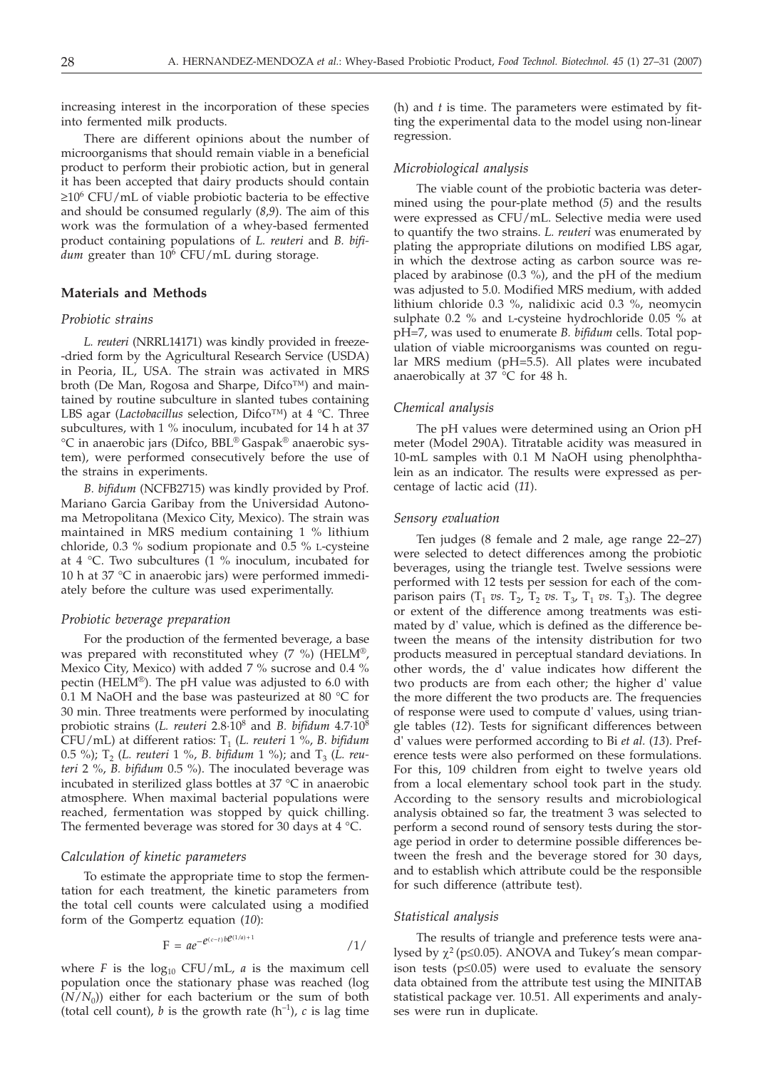increasing interest in the incorporation of these species into fermented milk products.

There are different opinions about the number of microorganisms that should remain viable in a beneficial product to perform their probiotic action, but in general it has been accepted that dairy products should contain $\geq 10^6$ CFU/mL of viable probiotic bacteria to be effective and should be consumed regularly (*8,9*). The aim of this work was the formulation of a whey-based fermented product containing populations of *L. reuteri* and *B. bifidum* greater than $10^6$ CFU/mL during storage.

## Materials and Methods

### *Probiotic strains*

*L. reuteri* (NRRL14171) was kindly provided in freeze--dried form by the Agricultural Research Service (USDA) in Peoria, IL, USA. The strain was activated in MRS broth (De Man, Rogosa and Sharpe, Difco™) and maintained by routine subculture in slanted tubes containing LBS agar (*Lactobacillus* selection, Difco™) at 4 °C. Three subcultures, with 1 % inoculum, incubated for 14 h at 37 °C in anaerobic jars (Difco, BBL® Gaspak® anaerobic system), were performed consecutively before the use of the strains in experiments.

*B. bifidum* (NCFB2715) was kindly provided by Prof. Mariano Garcia Garibay from the Universidad Autonoma Metropolitana (Mexico City, Mexico). The strain was maintained in MRS medium containing 1 % lithium chloride, 0.3 % sodium propionate and 0.5 % L-cysteine at 4 °C. Two subcultures (1 % inoculum, incubated for 10 h at 37 °C in anaerobic jars) were performed immediately before the culture was used experimentally.

### *Probiotic beverage preparation*

For the production of the fermented beverage, a base was prepared with reconstituted whey (7 %) (HELM®, Mexico City, Mexico) with added 7 % sucrose and 0.4 % pectin (HELM®). The pH value was adjusted to 6.0 with 0.1 M NaOH and the base was pasteurized at 80 °C for 30 min. Three treatments were performed by inoculating probiotic strains (*L. reuteri* $2.8\cdot 10^8$ and *B. bifidum* $4.7\cdot 10^8$ CFU/mL) at different ratios: $T_1$ (*L. reuteri* 1 %, *B. bifidum* 0.5 %); $T_2$ (*L. reuteri* 1 %, *B. bifidum* 1 %); and $T_3$ (*L. reuteri* 2 %, *B. bifidum* 0.5 %). The inoculated beverage was incubated in sterilized glass bottles at 37 °C in anaerobic atmosphere. When maximal bacterial populations were reached, fermentation was stopped by quick chilling. The fermented beverage was stored for 30 days at 4 °C.

### *Calculation of kinetic parameters*

To estimate the appropriate time to stop the fermentation for each treatment, the kinetic parameters from the total cell counts were calculated using a modified form of the Gompertz equation (*10*):

$$F = ae^{-e^{(c-t)be^{(1/a)+1}}} \qquad /1/$$

where *F* is the $\log_{10}$ CFU/mL, *a* is the maximum cell population once the stationary phase was reached (log $(N/N_0)$) either for each bacterium or the sum of both (total cell count), *b* is the growth rate ($h^{-1}$), *c* is lag time (h) and *t* is time. The parameters were estimated by fitting the experimental data to the model using non-linear regression.

### *Microbiological analysis*

The viable count of the probiotic bacteria was determined using the pour-plate method (*5*) and the results were expressed as CFU/mL. Selective media were used to quantify the two strains. *L. reuteri* was enumerated by plating the appropriate dilutions on modified LBS agar, in which the dextrose acting as carbon source was replaced by arabinose (0.3 %), and the pH of the medium was adjusted to 5.0. Modified MRS medium, with added lithium chloride 0.3 %, nalidixic acid 0.3 %, neomycin sulphate 0.2 % and L-cysteine hydrochloride 0.05 % at pH=7, was used to enumerate *B. bifidum* cells. Total population of viable microorganisms was counted on regular MRS medium (pH=5.5). All plates were incubated anaerobically at 37 °C for 48 h.

### *Chemical analysis*

The pH values were determined using an Orion pH meter (Model 290A). Titratable acidity was measured in 10-mL samples with 0.1 M NaOH using phenolphthalein as an indicator. The results were expressed as percentage of lactic acid (*11*).

### *Sensory evaluation*

Ten judges (8 female and 2 male, age range 22–27) were selected to detect differences among the probiotic beverages, using the triangle test. Twelve sessions were performed with 12 tests per session for each of the comparison pairs ($T_1$ *vs.* $T_2$, $T_2$ *vs.* $T_3$, $T_1$ *vs.* $T_3$). The degree or extent of the difference among treatments was estimated by d' value, which is defined as the difference between the means of the intensity distribution for two products measured in perceptual standard deviations. In other words, the d' value indicates how different the two products are from each other; the higher d' value the more different the two products are. The frequencies of response were used to compute d' values, using triangle tables (*12*). Tests for significant differences between d' values were performed according to Bi *et al.* (*13*). Preference tests were also performed on these formulations. For this, 109 children from eight to twelve years old from a local elementary school took part in the study. According to the sensory results and microbiological analysis obtained so far, the treatment 3 was selected to perform a second round of sensory tests during the storage period in order to determine possible differences between the fresh and the beverage stored for 30 days, and to establish which attribute could be the responsible for such difference (attribute test).

### *Statistical analysis*

The results of triangle and preference tests were analysed by $\chi^2$ ($p\leq 0.05$). ANOVA and Tukey's mean comparison tests ($p\leq 0.05$) were used to evaluate the sensory data obtained from the attribute test using the MINITAB statistical package ver. 10.51. All experiments and analyses were run in duplicate.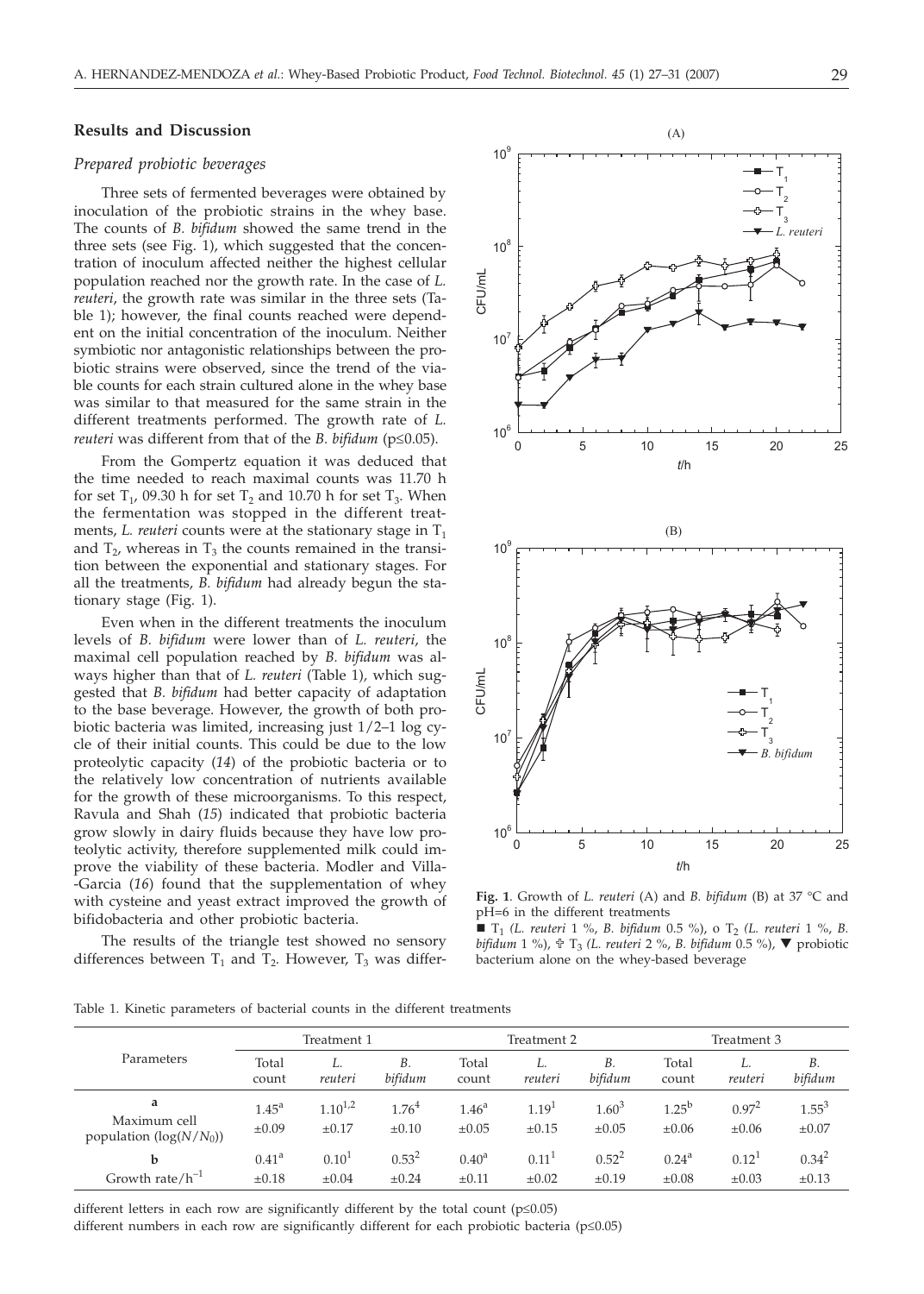## Results and Discussion

### *Prepared probiotic beverages*

Three sets of fermented beverages were obtained by inoculation of the probiotic strains in the whey base. The counts of *B. bifidum* showed the same trend in the three sets (see Fig. 1), which suggested that the concentration of inoculum affected neither the highest cellular population reached nor the growth rate. In the case of *L. reuteri*, the growth rate was similar in the three sets (Table 1); however, the final counts reached were dependent on the initial concentration of the inoculum. Neither symbiotic nor antagonistic relationships between the probiotic strains were observed, since the trend of the viable counts for each strain cultured alone in the whey base was similar to that measured for the same strain in the different treatments performed. The growth rate of *L. reuteri* was different from that of the *B. bifidum* ($p \leq 0.05$).

From the Gompertz equation it was deduced that the time needed to reach maximal counts was 11.70 h for set $T_1$, 09.30 h for set $T_2$ and 10.70 h for set $T_3$. When the fermentation was stopped in the different treatments, *L. reuteri* counts were at the stationary stage in $T_1$ and $T_2$, whereas in $T_3$ the counts remained in the transition between the exponential and stationary stages. For all the treatments, *B. bifidum* had already begun the stationary stage (Fig. 1).

Even when in the different treatments the inoculum levels of *B. bifidum* were lower than of *L. reuteri*, the maximal cell population reached by *B. bifidum* was always higher than that of *L. reuteri* (Table 1), which suggested that *B. bifidum* had better capacity of adaptation to the base beverage. However, the growth of both probiotic bacteria was limited, increasing just 1/2–1 log cycle of their initial counts. This could be due to the low proteolytic capacity (*14*) of the probiotic bacteria or to the relatively low concentration of nutrients available for the growth of these microorganisms. To this respect, Ravula and Shah (*15*) indicated that probiotic bacteria grow slowly in dairy fluids because they have low proteolytic activity, therefore supplemented milk could improve the viability of these bacteria. Modler and Villa-Garcia (*16*) found that the supplementation of whey with cysteine and yeast extract improved the growth of bifidobacteria and other probiotic bacteria.

The results of the triangle test showed no sensory differences between $T_1$ and $T_2$. However, $T_3$ was differ-

**Fig. 1**. Growth of *L. reuteri* (A) and *B. bifidum* (B) at 37 °C and pH=6 in the different treatments
■ $T_1$ (*L. reuteri* 1 %, *B. bifidum* 0.5 %), o $T_2$ (*L. reuteri* 1 %, *B. bifidum* 1 %), ✙ $T_3$ (*L. reuteri* 2 %, *B. bifidum* 0.5 %), ▼ probiotic bacterium alone on the whey-based beverage

Table 1. Kinetic parameters of bacterial counts in the different treatments

| Parameters | Treatment 1 | | | Treatment 2 | | | Treatment 3 | | |
|---|---|---|---|---|---|---|---|---|---|
| | Total count | *L. reuteri* | *B. bifidum* | Total count | *L. reuteri* | *B. bifidum* | Total count | *L. reuteri* | *B. bifidum* |
| **a** Maximum cell population ($\log(N/N_0)$) | $1.45^{a}$ ±0.09 | $1.10^{1,2}$ ±0.17 | $1.76^{4}$ ±0.10 | $1.46^{a}$ ±0.05 | $1.19^{1}$ ±0.15 | $1.60^{3}$ ±0.05 | $1.25^{b}$ ±0.06 | $0.97^{2}$ ±0.06 | $1.55^{3}$ ±0.07 |
| **b** Growth rate/$h^{-1}$ | $0.41^{a}$ ±0.18 | $0.10^{1}$ ±0.04 | $0.53^{2}$ ±0.24 | $0.40^{a}$ ±0.11 | $0.11^{1}$ ±0.02 | $0.52^{2}$ ±0.19 | $0.24^{a}$ ±0.08 | $0.12^{1}$ ±0.03 | $0.34^{2}$ ±0.13 |

different letters in each row are significantly different by the total count ($p \leq 0.05$)
different numbers in each row are significantly different for each probiotic bacteria ($p \leq 0.05$)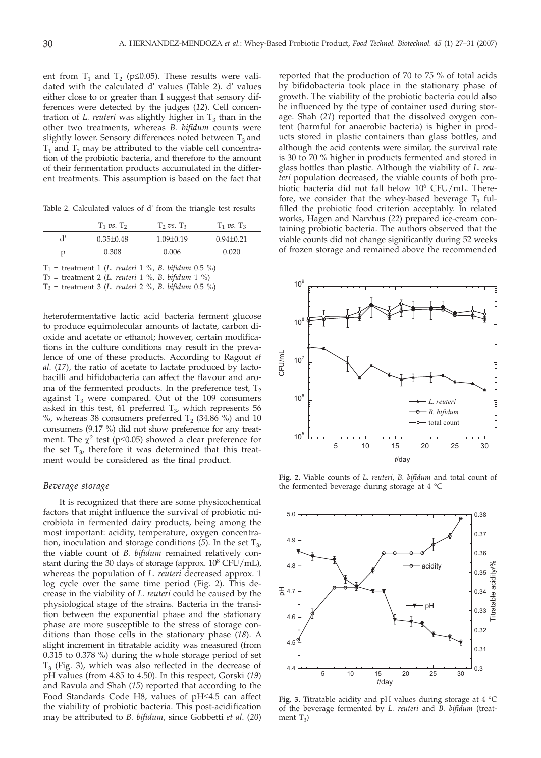ent from $T_1$ and $T_2$ ($p \le 0.05$). These results were validated with the calculated d' values (Table 2). d' values either close to or greater than 1 suggest that sensory differences were detected by the judges (*12*). Cell concentration of *L. reuteri* was slightly higher in $T_3$ than in the other two treatments, whereas *B. bifidum* counts were slightly lower. Sensory differences noted between $T_3$ and $T_1$ and $T_2$ may be attributed to the viable cell concentration of the probiotic bacteria, and therefore to the amount of their fermentation products accumulated in the different treatments. This assumption is based on the fact that

Table 2. Calculated values of d' from the triangle test results

| | $T_1$ *vs.* $T_2$ | $T_2$ *vs.* $T_3$ | $T_1$ *vs.* $T_3$ |
|---|---|---|---|
| d' | 0.35±0.48 | 1.09±0.19 | 0.94±0.21 |
| p | 0.308 | 0.006 | 0.020 |

$T_1$ = treatment 1 (*L. reuteri* 1 %, *B. bifidum* 0.5 %)
$T_2$ = treatment 2 (*L. reuteri* 1 %, *B. bifidum* 1 %)
$T_3$ = treatment 3 (*L. reuteri* 2 %, *B. bifidum* 0.5 %)

heterofermentative lactic acid bacteria ferment glucose to produce equimolecular amounts of lactate, carbon dioxide and acetate or ethanol; however, certain modifications in the culture conditions may result in the prevalence of one of these products. According to Ragout *et al.* (*17*), the ratio of acetate to lactate produced by lactobacilli and bifidobacteria can affect the flavour and aroma of the fermented products. In the preference test, $T_2$ against $T_3$ were compared. Out of the 109 consumers asked in this test, 61 preferred $T_3$, which represents 56 %, whereas 38 consumers preferred $T_2$ (34.86 %) and 10 consumers (9.17 %) did not show preference for any treatment. The $\chi^2$ test ($p \le 0.05$) showed a clear preference for the set $T_3$, therefore it was determined that this treatment would be considered as the final product.

### *Beverage storage*

It is recognized that there are some physicochemical factors that might influence the survival of probiotic microbiota in fermented dairy products, being among the most important: acidity, temperature, oxygen concentration, inoculation and storage conditions (*5*). In the set $T_3$, the viable count of *B. bifidum* remained relatively constant during the 30 days of storage (approx. $10^8$ CFU/mL), whereas the population of *L. reuteri* decreased approx. 1 log cycle over the same time period (Fig. 2). This decrease in the viability of *L. reuteri* could be caused by the physiological stage of the strains. Bacteria in the transition between the exponential phase and the stationary phase are more susceptible to the stress of storage conditions than those cells in the stationary phase (*18*). A slight increment in titratable acidity was measured (from 0.315 to 0.378 %) during the whole storage period of set $T_3$ (Fig. 3), which was also reflected in the decrease of pH values (from 4.85 to 4.50). In this respect, Gorski (*19*) and Ravula and Shah (*15*) reported that according to the Food Standards Code H8, values of pH≤4.5 can affect the viability of probiotic bacteria. This post-acidification may be attributed to *B. bifidum*, since Gobbetti *et al.* (*20*) reported that the production of 70 to 75 % of total acids by bifidobacteria took place in the stationary phase of growth. The viability of the probiotic bacteria could also be influenced by the type of container used during storage. Shah (*21*) reported that the dissolved oxygen content (harmful for anaerobic bacteria) is higher in products stored in plastic containers than glass bottles, and although the acid contents were similar, the survival rate is 30 to 70 % higher in products fermented and stored in glass bottles than plastic. Although the viability of *L. reuteri* population decreased, the viable counts of both probiotic bacteria did not fall below $10^6$ CFU/mL. Therefore, we consider that the whey-based beverage $T_3$ fulfilled the probiotic food criterion acceptably. In related works, Hagen and Narvhus (*22*) prepared ice-cream containing probiotic bacteria. The authors observed that the viable counts did not change significantly during 52 weeks of frozen storage and remained above the recommended

**Fig. 2.** Viable counts of *L. reuteri*, *B. bifidum* and total count of the fermented beverage during storage at 4 °C

**Fig. 3.** Titratable acidity and pH values during storage at 4 °C of the beverage fermented by *L. reuteri* and *B. bifidum* (treatment $T_3$)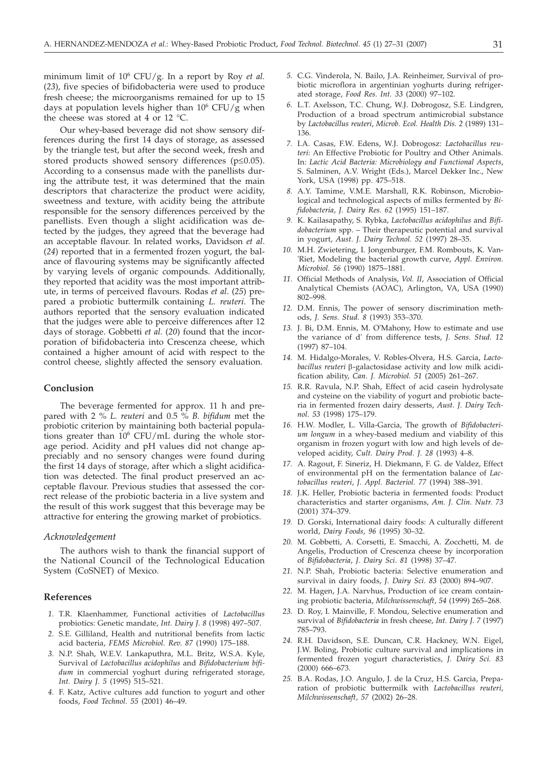minimum limit of $10^6$ CFU/g. In a report by Roy *et al.* (*23*), five species of bifidobacteria were used to produce fresh cheese; the microorganisms remained for up to 15 days at population levels higher than $10^6$ CFU/g when the cheese was stored at 4 or 12 °C.

Our whey-based beverage did not show sensory differences during the first 14 days of storage, as assessed by the triangle test, but after the second week, fresh and stored products showed sensory differences ($p \leq 0.05$). According to a consensus made with the panellists during the attribute test, it was determined that the main descriptors that characterize the product were acidity, sweetness and texture, with acidity being the attribute responsible for the sensory differences perceived by the panellists. Even though a slight acidification was detected by the judges, they agreed that the beverage had an acceptable flavour. In related works, Davidson *et al.* (*24*) reported that in a fermented frozen yogurt, the balance of flavouring systems may be significantly affected by varying levels of organic compounds. Additionally, they reported that acidity was the most important attribute, in terms of perceived flavours. Rodas *et al.* (*25*) prepared a probiotic buttermilk containing *L. reuteri*. The authors reported that the sensory evaluation indicated that the judges were able to perceive differences after 12 days of storage. Gobbetti *et al.* (*20*) found that the incorporation of bifidobacteria into Crescenza cheese, which contained a higher amount of acid with respect to the control cheese, slightly affected the sensory evaluation.

## Conclusion

The beverage fermented for approx. 11 h and prepared with 2 % *L. reuteri* and 0.5 % *B. bifidum* met the probiotic criterion by maintaining both bacterial populations greater than $10^6$ CFU/mL during the whole storage period. Acidity and pH values did not change appreciably and no sensory changes were found during the first 14 days of storage, after which a slight acidification was detected. The final product preserved an acceptable flavour. Previous studies that assessed the correct release of the probiotic bacteria in a live system and the result of this work suggest that this beverage may be attractive for entering the growing market of probiotics.

### *Acknowledgement*

The authors wish to thank the financial support of the National Council of the Technological Education System (CoSNET) of Mexico.

## References

1. T.R. Klaenhammer, Functional activities of *Lactobacillus* probiotics: Genetic mandate, *Int. Dairy J. 8* (1998) 497–507.
2. S.E. Gilliland, Health and nutritional benefits from lactic acid bacteria, *FEMS Microbiol. Rev. 87* (1990) 175–188.
3. N.P. Shah, W.E.V. Lankaputhra, M.L. Britz, W.S.A. Kyle, Survival of *Lactobacillus acidophilus* and *Bifidobacterium bifidum* in commercial yoghurt during refrigerated storage, *Int. Dairy J. 5* (1995) 515–521.
4. F. Katz, Active cultures add function to yogurt and other foods, *Food Technol. 55* (2001) 46–49.
5. C.G. Vinderola, N. Bailo, J.A. Reinheimer, Survival of probiotic microflora in argentinian yoghurts during refrigerated storage, *Food Res. Int. 33* (2000) 97–102.
6. L.T. Axelsson, T.C. Chung, W.J. Dobrogosz, S.E. Lindgren, Production of a broad spectrum antimicrobial substance by *Lactobacillus reuteri*, *Microb. Ecol. Health Dis. 2* (1989) 131–136.
7. I.A. Casas, F.W. Edens, W.J. Dobrogosz: *Lactobacillus reuteri*: An Effective Probiotic for Poultry and Other Animals. In: *Lactic Acid Bacteria: Microbiology and Functional Aspects*, S. Salminen, A.V. Wright (Eds.), Marcel Dekker Inc., New York, USA (1998) pp. 475–518.
8. A.Y. Tamime, V.M.E. Marshall, R.K. Robinson, Microbiological and technological aspects of milks fermented by *Bifidobacteria*, *J. Dairy Res. 62* (1995) 151–187.
9. K. Kailasapathy, S. Rybka, *Lactobacillus acidophilus* and *Bifidobacterium* spp. – Their therapeutic potential and survival in yogurt, *Aust. J. Dairy Technol. 52* (1997) 28–35.
10. M.H. Zwietering, I. Jongenburger, F.M. Rombouts, K. Van-'Riet, Modeling the bacterial growth curve, *Appl. Environ. Microbiol. 56* (1990) 1875–1881.
11. Official Methods of Analysis, *Vol. II*, Association of Official Analytical Chemists (AOAC), Arlington, VA, USA (1990) 802–998.
12. D.M. Ennis, The power of sensory discrimination methods, *J. Sens. Stud. 8* (1993) 353–370.
13. J. Bi, D.M. Ennis, M. O'Mahony, How to estimate and use the variance of d' from difference tests, *J. Sens. Stud. 12* (1997) 87–104.
14. M. Hidalgo-Morales, V. Robles-Olvera, H.S. Garcia, *Lactobacillus reuteri* β-galactosidase activity and low milk acidification ability, *Can. J. Microbiol. 51* (2005) 261–267.
15. R.R. Ravula, N.P. Shah, Effect of acid casein hydrolysate and cysteine on the viability of yogurt and probiotic bacteria in fermented frozen dairy desserts, *Aust. J. Dairy Technol. 53* (1998) 175–179.
16. H.W. Modler, L. Villa-Garcia, The growth of *Bifidobacterium longum* in a whey-based medium and viability of this organism in frozen yogurt with low and high levels of developed acidity, *Cult. Dairy Prod. J. 28* (1993) 4–8.
17. A. Ragout, F. Sineriz, H. Diekmann, F. G. de Valdez, Effect of environmental pH on the fermentation balance of *Lactobacillus reuteri*, *J. Appl. Bacteriol. 77* (1994) 388–391.
18. J.K. Heller, Probiotic bacteria in fermented foods: Product characteristics and starter organisms, *Am. J. Clin. Nutr. 73* (2001) 374–379.
19. D. Gorski, International dairy foods: A culturally different world, *Dairy Foods*, *96* (1995) 30–32.
20. M. Gobbetti, A. Corsetti, E. Smacchi, A. Zocchetti, M. de Angelis, Production of Crescenza cheese by incorporation of *Bifidobacteria*, *J. Dairy Sci. 81* (1998) 37–47.
21. N.P. Shah, Probiotic bacteria: Selective enumeration and survival in dairy foods, *J. Dairy Sci. 83* (2000) 894–907.
22. M. Hagen, J.A. Narvhus, Production of ice cream containing probiotic bacteria, *Milchwissenschaft*, *54* (1999) 265–268.
23. D. Roy, I. Mainville, F. Mondou, Selective enumeration and survival of *Bifidobacteria* in fresh cheese, *Int. Dairy J. 7* (1997) 785–793.
24. R.H. Davidson, S.E. Duncan, C.R. Hackney, W.N. Eigel, J.W. Boling, Probiotic culture survival and implications in fermented frozen yogurt characteristics, *J. Dairy Sci. 83* (2000) 666–673.
25. B.A. Rodas, J.O. Angulo, J. de la Cruz, H.S. Garcia, Preparation of probiotic buttermilk with *Lactobacillus reuteri*, *Milchwissenschaft*, *57* (2002) 26–28.